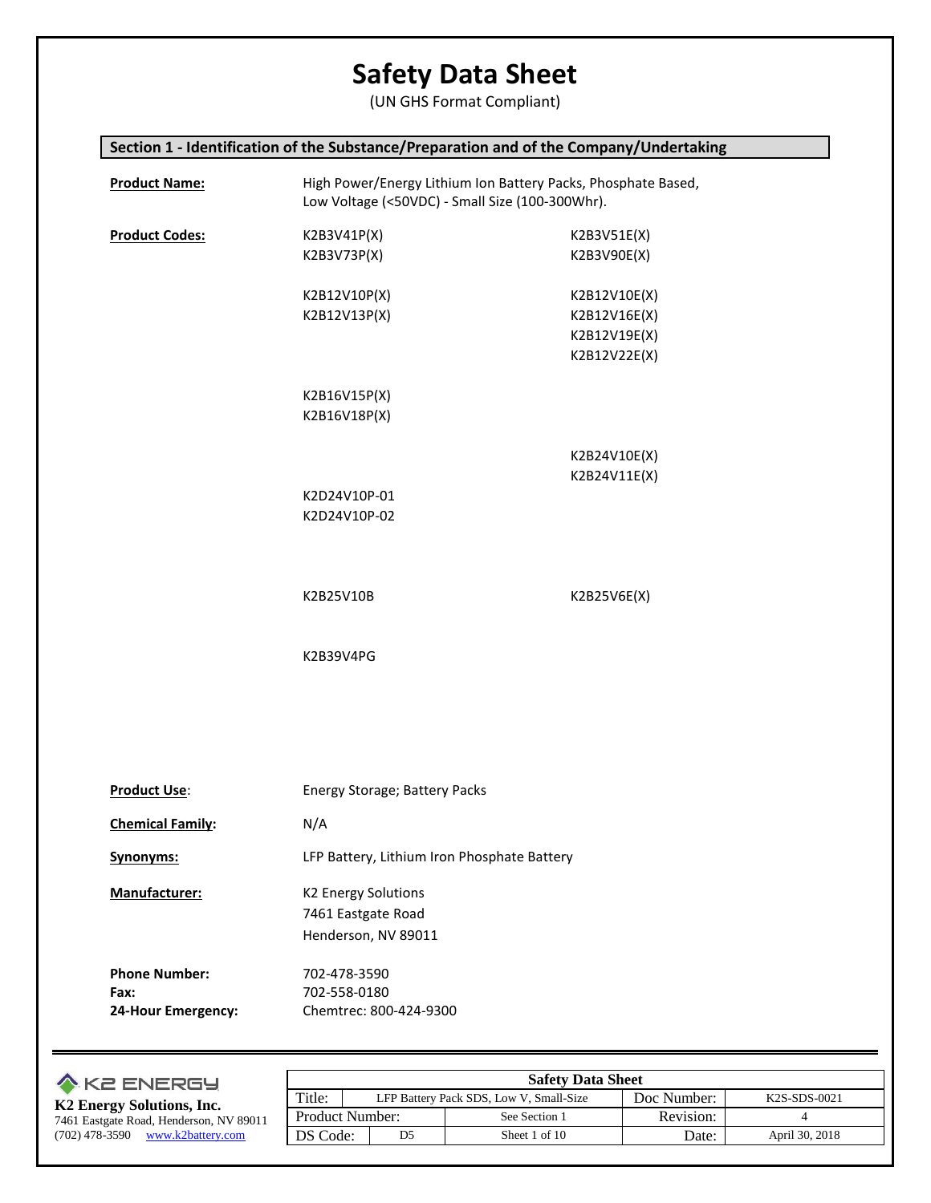# Safety Data Sheet

(UN GHS Format Compliant)

## Section 1 - Identification of the Substance/Preparation and of the Company/Undertaking

**Product Name:** High Power/Energy Lithium Ion Battery Packs, Phosphate Based, Low Voltage (<50VDC) - Small Size (100-300Whr).

**Product Codes:**

| | |
|---|---|
| K2B3V41P(X) | K2B3V51E(X) |
| K2B3V73P(X) | K2B3V90E(X) |
| K2B12V10P(X) | K2B12V10E(X) |
| K2B12V13P(X) | K2B12V16E(X) |
| | K2B12V19E(X) |
| | K2B12V22E(X) |
| K2B16V15P(X) | |
| K2B16V18P(X) | |
| | K2B24V10E(X) |
| | K2B24V11E(X) |
| K2D24V10P-01 | |
| K2D24V10P-02 | |
| K2B25V10B | K2B25V6E(X) |
| K2B39V4PG | |

**Product Use:** Energy Storage; Battery Packs

**Chemical Family:** N/A

**Synonyms:** LFP Battery, Lithium Iron Phosphate Battery

**Manufacturer:** K2 Energy Solutions
7461 Eastgate Road
Henderson, NV 89011

**Phone Number:** 702-478-3590
**Fax:** 702-558-0180
**24-Hour Emergency:** Chemtrec: 800-424-9300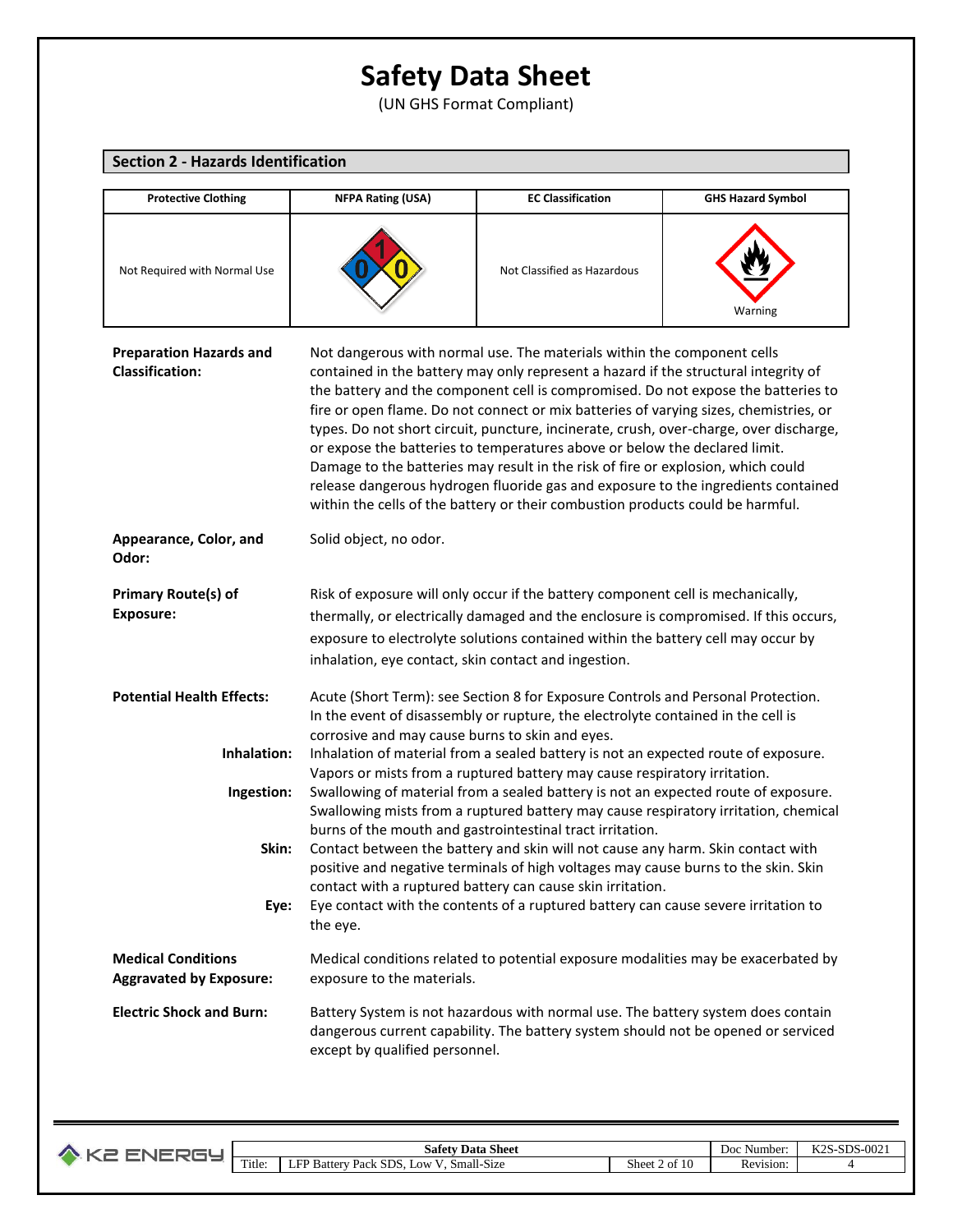# Safety Data Sheet

(UN GHS Format Compliant)

## Section 2 - Hazards Identification

| Protective Clothing | NFPA Rating (USA) | EC Classification | GHS Hazard Symbol |
|---|---|---|---|
| Not Required with Normal Use | 1 (top), 0 (left), 0 (right) | Not Classified as Hazardous | Warning |

**Preparation Hazards and Classification:** Not dangerous with normal use. The materials within the component cells contained in the battery may only represent a hazard if the structural integrity of the battery and the component cell is compromised. Do not expose the batteries to fire or open flame. Do not connect or mix batteries of varying sizes, chemistries, or types. Do not short circuit, puncture, incinerate, crush, over-charge, over discharge, or expose the batteries to temperatures above or below the declared limit. Damage to the batteries may result in the risk of fire or explosion, which could release dangerous hydrogen fluoride gas and exposure to the ingredients contained within the cells of the battery or their combustion products could be harmful.

**Appearance, Color, and Odor:** Solid object, no odor.

**Primary Route(s) of Exposure:** Risk of exposure will only occur if the battery component cell is mechanically, thermally, or electrically damaged and the enclosure is compromised. If this occurs, exposure to electrolyte solutions contained within the battery cell may occur by inhalation, eye contact, skin contact and ingestion.

**Potential Health Effects:** Acute (Short Term): see Section 8 for Exposure Controls and Personal Protection. In the event of disassembly or rupture, the electrolyte contained in the cell is corrosive and may cause burns to skin and eyes.

**Inhalation:** Inhalation of material from a sealed battery is not an expected route of exposure. Vapors or mists from a ruptured battery may cause respiratory irritation.

**Ingestion:** Swallowing of material from a sealed battery is not an expected route of exposure. Swallowing mists from a ruptured battery may cause respiratory irritation, chemical burns of the mouth and gastrointestinal tract irritation.

**Skin:** Contact between the battery and skin will not cause any harm. Skin contact with positive and negative terminals of high voltages may cause burns to the skin. Skin contact with a ruptured battery can cause skin irritation.

**Eye:** Eye contact with the contents of a ruptured battery can cause severe irritation to the eye.

**Medical Conditions Aggravated by Exposure:** Medical conditions related to potential exposure modalities may be exacerbated by exposure to the materials.

**Electric Shock and Burn:** Battery System is not hazardous with normal use. The battery system does contain dangerous current capability. The battery system should not be opened or serviced except by qualified personnel.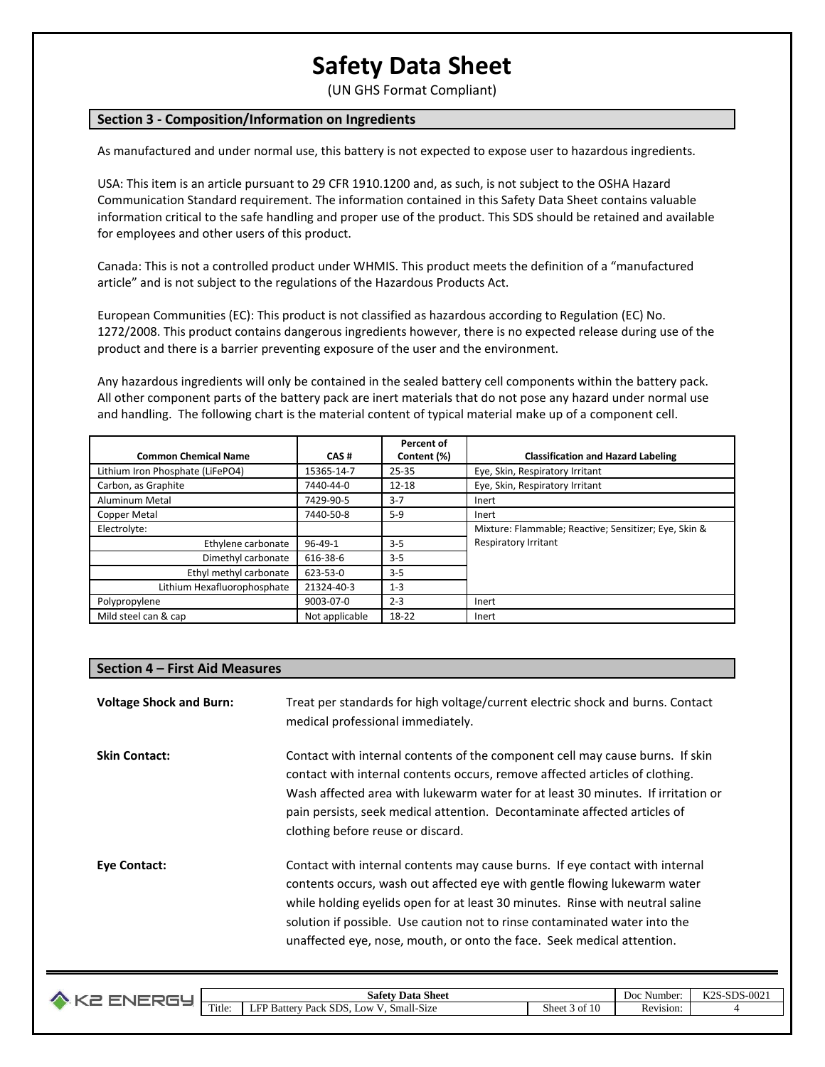# Safety Data Sheet

(UN GHS Format Compliant)

## Section 3 - Composition/Information on Ingredients

As manufactured and under normal use, this battery is not expected to expose user to hazardous ingredients.

USA: This item is an article pursuant to 29 CFR 1910.1200 and, as such, is not subject to the OSHA Hazard Communication Standard requirement. The information contained in this Safety Data Sheet contains valuable information critical to the safe handling and proper use of the product. This SDS should be retained and available for employees and other users of this product.

Canada: This is not a controlled product under WHMIS. This product meets the definition of a "manufactured article" and is not subject to the regulations of the Hazardous Products Act.

European Communities (EC): This product is not classified as hazardous according to Regulation (EC) No. 1272/2008. This product contains dangerous ingredients however, there is no expected release during use of the product and there is a barrier preventing exposure of the user and the environment.

Any hazardous ingredients will only be contained in the sealed battery cell components within the battery pack. All other component parts of the battery pack are inert materials that do not pose any hazard under normal use and handling. The following chart is the material content of typical material make up of a component cell.

| Common Chemical Name | CAS # | Percent of Content (%) | Classification and Hazard Labeling |
|---|---|---|---|
| Lithium Iron Phosphate ($LiFePO_4$) | 15365-14-7 | 25-35 | Eye, Skin, Respiratory Irritant |
| Carbon, as Graphite | 7440-44-0 | 12-18 | Eye, Skin, Respiratory Irritant |
| Aluminum Metal | 7429-90-5 | 3-7 | Inert |
| Copper Metal | 7440-50-8 | 5-9 | Inert |
| Electrolyte: | | | Mixture: Flammable; Reactive; Sensitizer; Eye, Skin & Respiratory Irritant |
| Ethylene carbonate | 96-49-1 | 3-5 | |
| Dimethyl carbonate | 616-38-6 | 3-5 | |
| Ethyl methyl carbonate | 623-53-0 | 3-5 | |
| Lithium Hexafluorophosphate | 21324-40-3 | 1-3 | |
| Polypropylene | 9003-07-0 | 2-3 | Inert |
| Mild steel can & cap | Not applicable | 18-22 | Inert |

## Section 4 – First Aid Measures

**Voltage Shock and Burn:** Treat per standards for high voltage/current electric shock and burns. Contact medical professional immediately.

**Skin Contact:** Contact with internal contents of the component cell may cause burns. If skin contact with internal contents occurs, remove affected articles of clothing. Wash affected area with lukewarm water for at least 30 minutes. If irritation or pain persists, seek medical attention. Decontaminate affected articles of clothing before reuse or discard.

**Eye Contact:** Contact with internal contents may cause burns. If eye contact with internal contents occurs, wash out affected eye with gentle flowing lukewarm water while holding eyelids open for at least 30 minutes. Rinse with neutral saline solution if possible. Use caution not to rinse contaminated water into the unaffected eye, nose, mouth, or onto the face. Seek medical attention.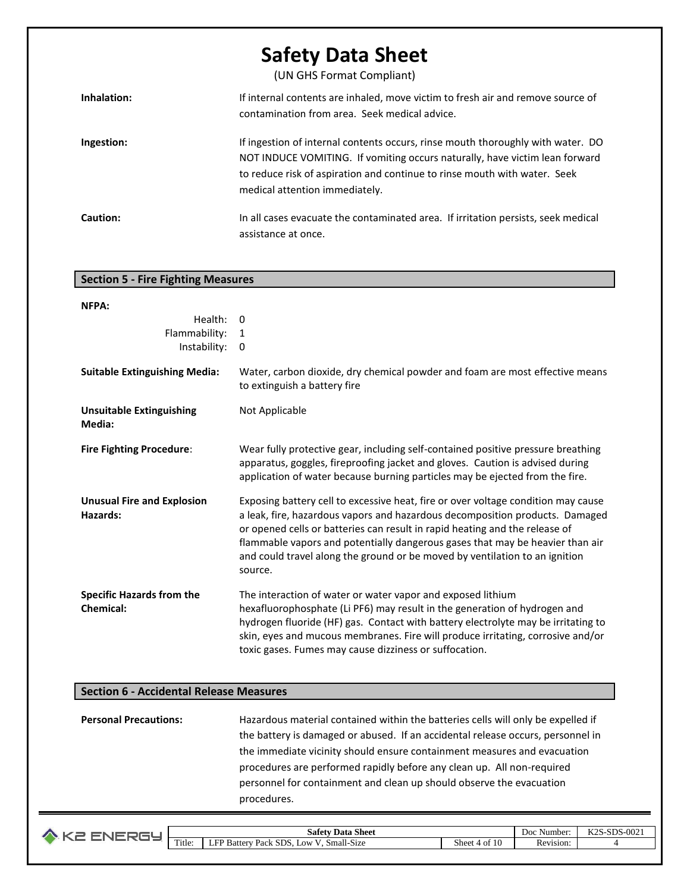**Inhalation:** If internal contents are inhaled, move victim to fresh air and remove source of contamination from area. Seek medical advice.

**Ingestion:** If ingestion of internal contents occurs, rinse mouth thoroughly with water. DO NOT INDUCE VOMITING. If vomiting occurs naturally, have victim lean forward to reduce risk of aspiration and continue to rinse mouth with water. Seek medical attention immediately.

**Caution:** In all cases evacuate the contaminated area. If irritation persists, seek medical assistance at once.

## Section 5 - Fire Fighting Measures

**NFPA:**

- Health: 0
- Flammability: 1
- Instability: 0

**Suitable Extinguishing Media:** Water, carbon dioxide, dry chemical powder and foam are most effective means to extinguish a battery fire

**Unsuitable Extinguishing Media:** Not Applicable

**Fire Fighting Procedure**: Wear fully protective gear, including self-contained positive pressure breathing apparatus, goggles, fireproofing jacket and gloves. Caution is advised during application of water because burning particles may be ejected from the fire.

**Unusual Fire and Explosion Hazards:** Exposing battery cell to excessive heat, fire or over voltage condition may cause a leak, fire, hazardous vapors and hazardous decomposition products. Damaged or opened cells or batteries can result in rapid heating and the release of flammable vapors and potentially dangerous gases that may be heavier than air and could travel along the ground or be moved by ventilation to an ignition source.

**Specific Hazards from the Chemical:** The interaction of water or water vapor and exposed lithium hexafluorophosphate (Li $PF_6$) may result in the generation of hydrogen and hydrogen fluoride (HF) gas. Contact with battery electrolyte may be irritating to skin, eyes and mucous membranes. Fire will produce irritating, corrosive and/or toxic gases. Fumes may cause dizziness or suffocation.

## Section 6 - Accidental Release Measures

**Personal Precautions:** Hazardous material contained within the batteries cells will only be expelled if the battery is damaged or abused. If an accidental release occurs, personnel in the immediate vicinity should ensure containment measures and evacuation procedures are performed rapidly before any clean up. All non-required personnel for containment and clean up should observe the evacuation procedures.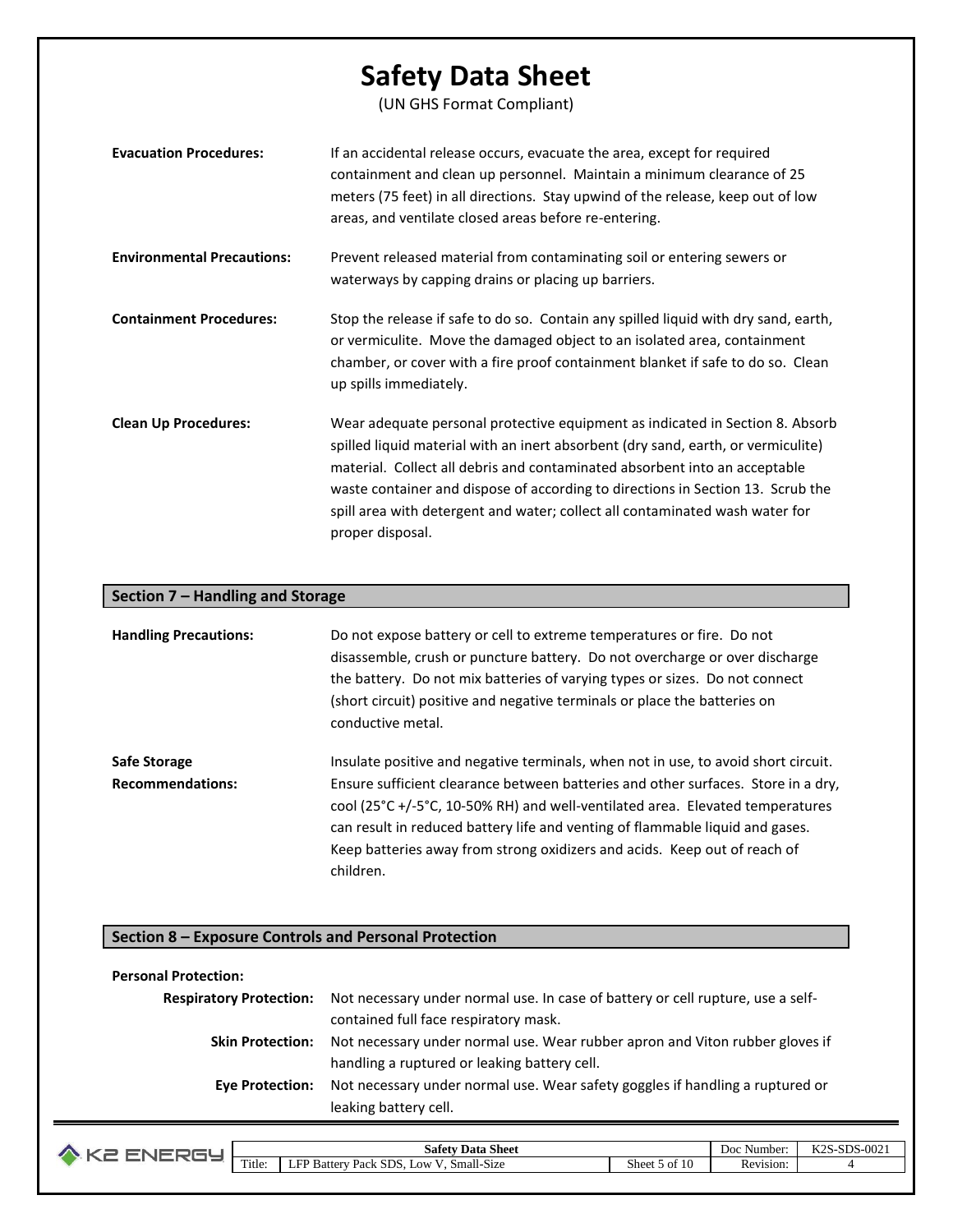**Evacuation Procedures:** If an accidental release occurs, evacuate the area, except for required containment and clean up personnel. Maintain a minimum clearance of 25 meters (75 feet) in all directions. Stay upwind of the release, keep out of low areas, and ventilate closed areas before re-entering.

**Environmental Precautions:** Prevent released material from contaminating soil or entering sewers or waterways by capping drains or placing up barriers.

**Containment Procedures:** Stop the release if safe to do so. Contain any spilled liquid with dry sand, earth, or vermiculite. Move the damaged object to an isolated area, containment chamber, or cover with a fire proof containment blanket if safe to do so. Clean up spills immediately.

**Clean Up Procedures:** Wear adequate personal protective equipment as indicated in Section 8. Absorb spilled liquid material with an inert absorbent (dry sand, earth, or vermiculite) material. Collect all debris and contaminated absorbent into an acceptable waste container and dispose of according to directions in Section 13. Scrub the spill area with detergent and water; collect all contaminated wash water for proper disposal.

## Section 7 – Handling and Storage

**Handling Precautions:** Do not expose battery or cell to extreme temperatures or fire. Do not disassemble, crush or puncture battery. Do not overcharge or over discharge the battery. Do not mix batteries of varying types or sizes. Do not connect (short circuit) positive and negative terminals or place the batteries on conductive metal.

**Safe Storage Recommendations:** Insulate positive and negative terminals, when not in use, to avoid short circuit. Ensure sufficient clearance between batteries and other surfaces. Store in a dry, cool (25°C +/-5°C, 10-50% RH) and well-ventilated area. Elevated temperatures can result in reduced battery life and venting of flammable liquid and gases. Keep batteries away from strong oxidizers and acids. Keep out of reach of children.

## Section 8 – Exposure Controls and Personal Protection

**Personal Protection:**

**Respiratory Protection:** Not necessary under normal use. In case of battery or cell rupture, use a self-contained full face respiratory mask.

**Skin Protection:** Not necessary under normal use. Wear rubber apron and Viton rubber gloves if handling a ruptured or leaking battery cell.

**Eye Protection:** Not necessary under normal use. Wear safety goggles if handling a ruptured or leaking battery cell.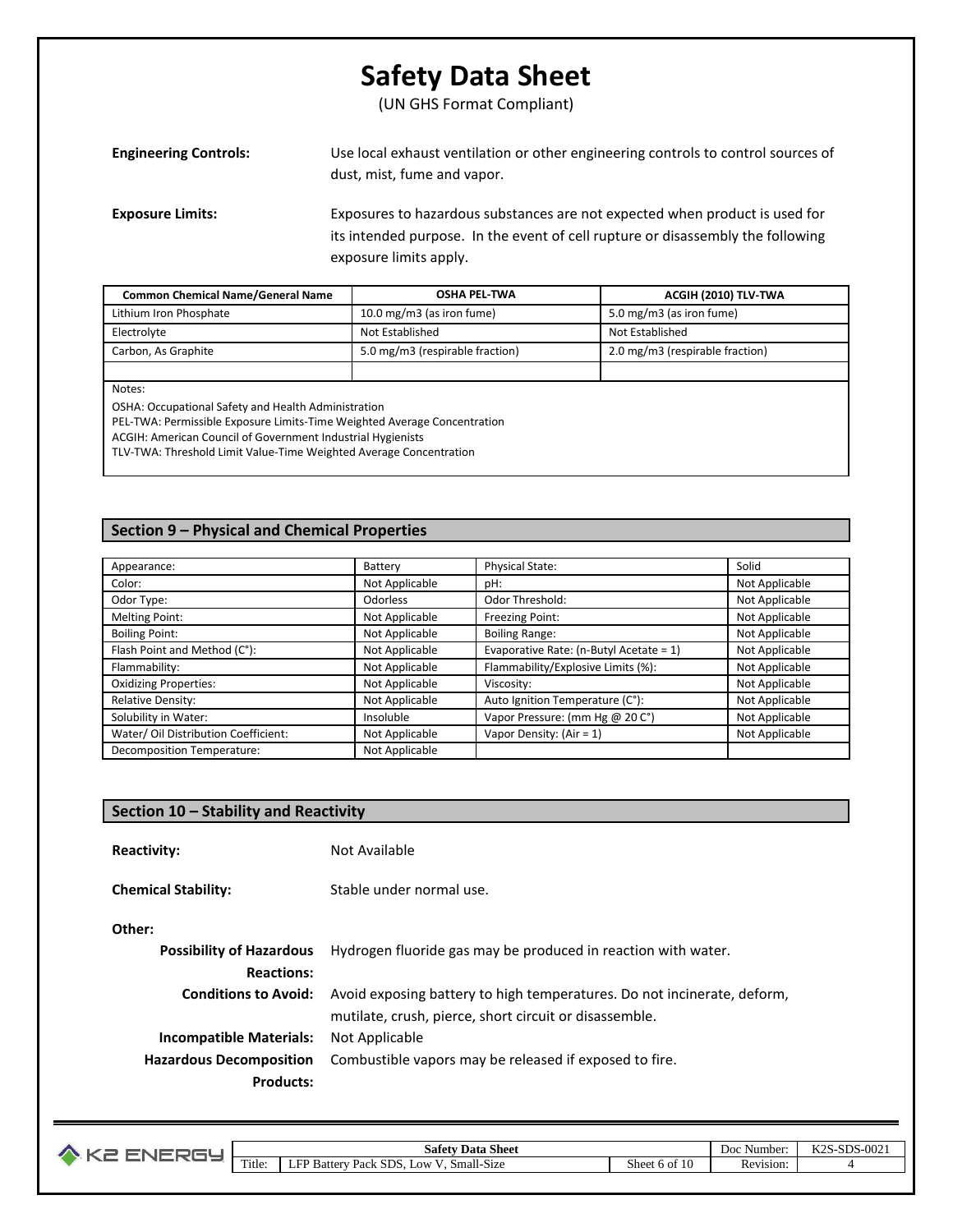**Engineering Controls:** Use local exhaust ventilation or other engineering controls to control sources of dust, mist, fume and vapor.

**Exposure Limits:** Exposures to hazardous substances are not expected when product is used for its intended purpose. In the event of cell rupture or disassembly the following exposure limits apply.

| Common Chemical Name/General Name | OSHA PEL-TWA | ACGIH (2010) TLV-TWA |
|---|---|---|
| Lithium Iron Phosphate | 10.0 mg/m3 (as iron fume) | 5.0 mg/m3 (as iron fume) |
| Electrolyte | Not Established | Not Established |
| Carbon, As Graphite | 5.0 mg/m3 (respirable fraction) | 2.0 mg/m3 (respirable fraction) |
| | | |

Notes:
OSHA: Occupational Safety and Health Administration
PEL-TWA: Permissible Exposure Limits-Time Weighted Average Concentration
ACGIH: American Council of Government Industrial Hygienists
TLV-TWA: Threshold Limit Value-Time Weighted Average Concentration

## Section 9 – Physical and Chemical Properties

| Appearance: | Battery | Physical State: | Solid |
|---|---|---|---|
| Color: | Not Applicable | pH: | Not Applicable |
| Odor Type: | Odorless | Odor Threshold: | Not Applicable |
| Melting Point: | Not Applicable | Freezing Point: | Not Applicable |
| Boiling Point: | Not Applicable | Boiling Range: | Not Applicable |
| Flash Point and Method (C°): | Not Applicable | Evaporative Rate: (n-Butyl Acetate = 1) | Not Applicable |
| Flammability: | Not Applicable | Flammability/Explosive Limits (%): | Not Applicable |
| Oxidizing Properties: | Not Applicable | Viscosity: | Not Applicable |
| Relative Density: | Not Applicable | Auto Ignition Temperature (C°): | Not Applicable |
| Solubility in Water: | Insoluble | Vapor Pressure: (mm Hg @ 20 C°) | Not Applicable |
| Water/ Oil Distribution Coefficient: | Not Applicable | Vapor Density: (Air = 1) | Not Applicable |
| Decomposition Temperature: | Not Applicable | | |

## Section 10 – Stability and Reactivity

**Reactivity:** Not Available

**Chemical Stability:** Stable under normal use.

**Other:**

**Possibility of Hazardous Reactions:** Hydrogen fluoride gas may be produced in reaction with water.

**Conditions to Avoid:** Avoid exposing battery to high temperatures. Do not incinerate, deform, mutilate, crush, pierce, short circuit or disassemble.

**Incompatible Materials:** Not Applicable

**Hazardous Decomposition Products:** Combustible vapors may be released if exposed to fire.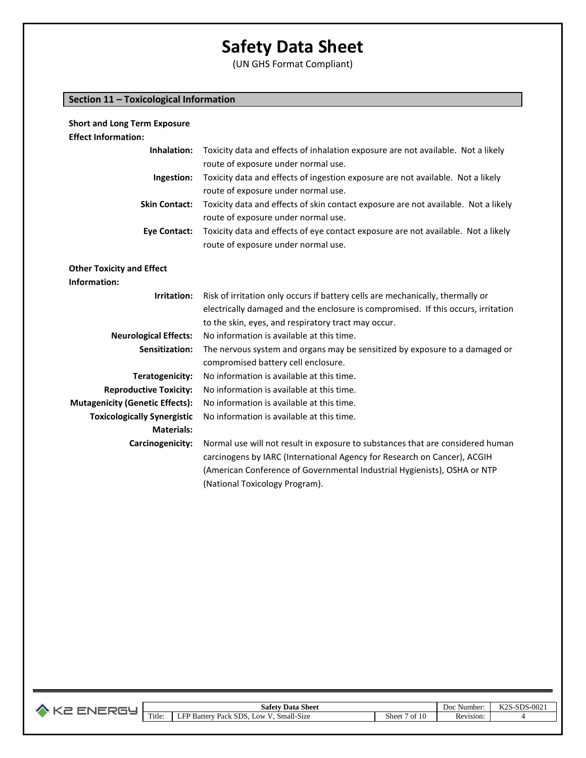# Safety Data Sheet

(UN GHS Format Compliant)

## Section 11 – Toxicological Information

**Short and Long Term Exposure Effect Information:**

**Inhalation:** Toxicity data and effects of inhalation exposure are not available. Not a likely route of exposure under normal use.

**Ingestion:** Toxicity data and effects of ingestion exposure are not available. Not a likely route of exposure under normal use.

**Skin Contact:** Toxicity data and effects of skin contact exposure are not available. Not a likely route of exposure under normal use.

**Eye Contact:** Toxicity data and effects of eye contact exposure are not available. Not a likely route of exposure under normal use.

**Other Toxicity and Effect Information:**

**Irritation:** Risk of irritation only occurs if battery cells are mechanically, thermally or electrically damaged and the enclosure is compromised. If this occurs, irritation to the skin, eyes, and respiratory tract may occur.

**Neurological Effects:** No information is available at this time.

**Sensitization:** The nervous system and organs may be sensitized by exposure to a damaged or compromised battery cell enclosure.

**Teratogenicity:** No information is available at this time.

**Reproductive Toxicity:** No information is available at this time.

**Mutagenicity (Genetic Effects):** No information is available at this time.

**Toxicologically Synergistic Materials:** No information is available at this time.

**Carcinogenicity:** Normal use will not result in exposure to substances that are considered human carcinogens by IARC (International Agency for Research on Cancer), ACGIH (American Conference of Governmental Industrial Hygienists), OSHA or NTP (National Toxicology Program).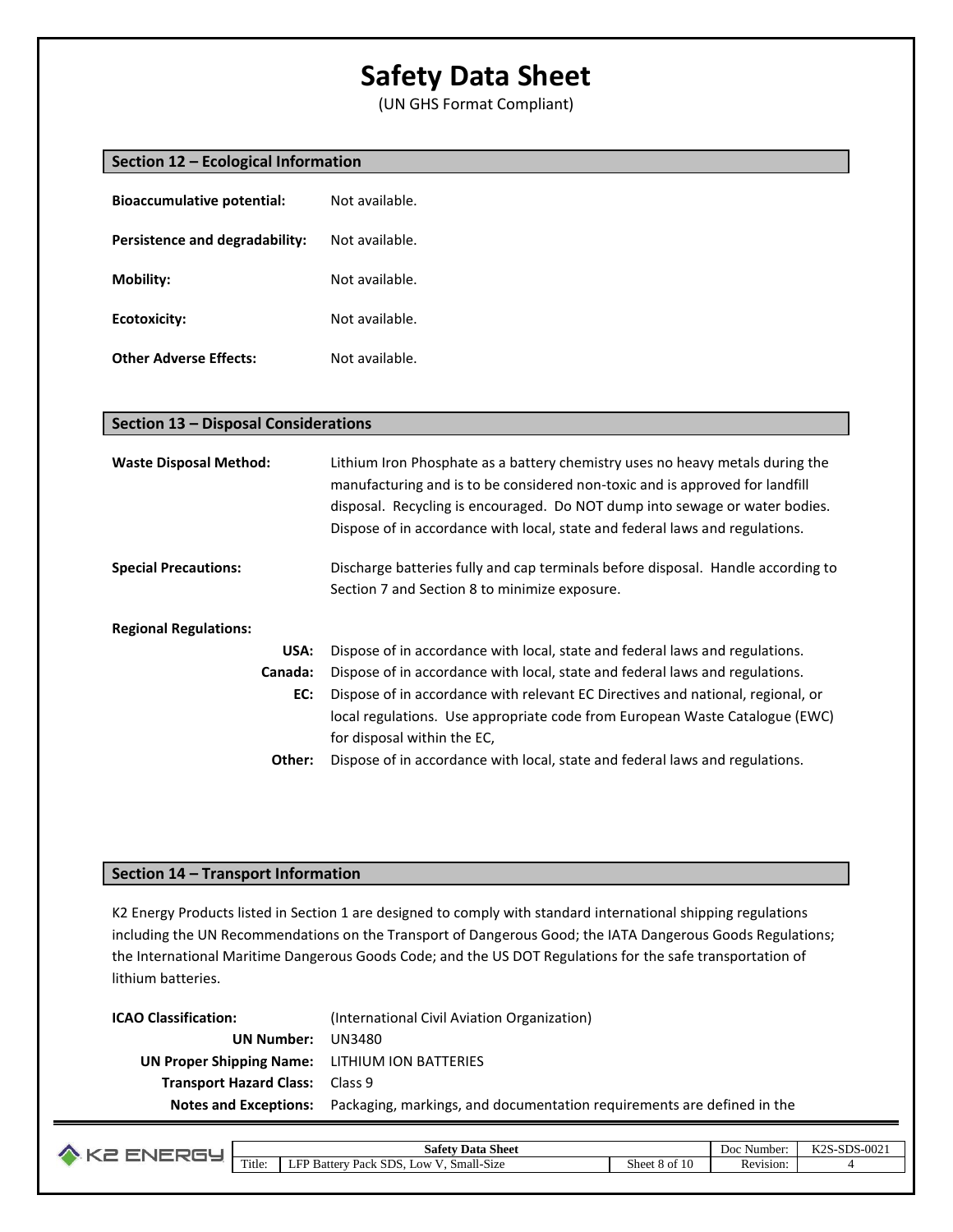# Safety Data Sheet

(UN GHS Format Compliant)

## Section 12 – Ecological Information

**Bioaccumulative potential:** Not available.

**Persistence and degradability:** Not available.

**Mobility:** Not available.

**Ecotoxicity:** Not available.

**Other Adverse Effects:** Not available.

## Section 13 – Disposal Considerations

**Waste Disposal Method:** Lithium Iron Phosphate as a battery chemistry uses no heavy metals during the manufacturing and is to be considered non-toxic and is approved for landfill disposal. Recycling is encouraged. Do NOT dump into sewage or water bodies. Dispose of in accordance with local, state and federal laws and regulations.

**Special Precautions:** Discharge batteries fully and cap terminals before disposal. Handle according to Section 7 and Section 8 to minimize exposure.

**Regional Regulations:**

**USA:** Dispose of in accordance with local, state and federal laws and regulations.

**Canada:** Dispose of in accordance with local, state and federal laws and regulations.

**EC:** Dispose of in accordance with relevant EC Directives and national, regional, or local regulations. Use appropriate code from European Waste Catalogue (EWC) for disposal within the EC,

**Other:** Dispose of in accordance with local, state and federal laws and regulations.

## Section 14 – Transport Information

K2 Energy Products listed in Section 1 are designed to comply with standard international shipping regulations including the UN Recommendations on the Transport of Dangerous Good; the IATA Dangerous Goods Regulations; the International Maritime Dangerous Goods Code; and the US DOT Regulations for the safe transportation of lithium batteries.

**ICAO Classification:** (International Civil Aviation Organization)

**UN Number:** UN3480

**UN Proper Shipping Name:** LITHIUM ION BATTERIES

**Transport Hazard Class:** Class 9

**Notes and Exceptions:** Packaging, markings, and documentation requirements are defined in the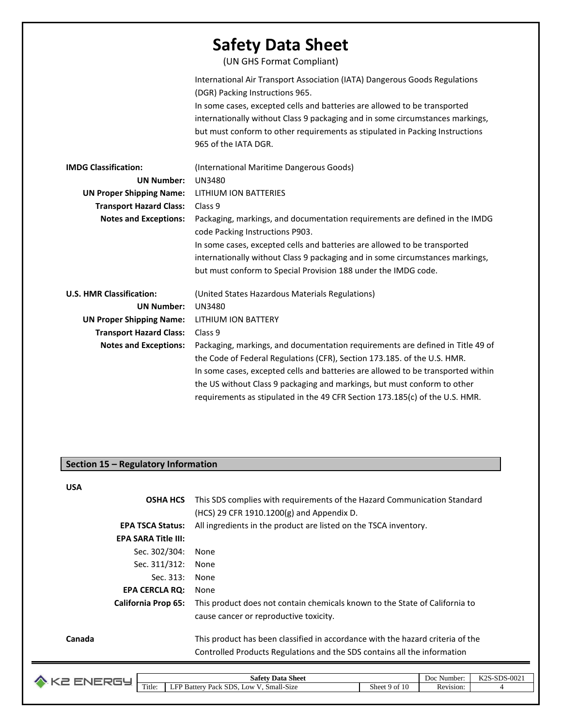International Air Transport Association (IATA) Dangerous Goods Regulations (DGR) Packing Instructions 965.
In some cases, excepted cells and batteries are allowed to be transported internationally without Class 9 packaging and in some circumstances markings, but must conform to other requirements as stipulated in Packing Instructions 965 of the IATA DGR.

**IMDG Classification:** (International Maritime Dangerous Goods)

**UN Number:** UN3480

**UN Proper Shipping Name:** LITHIUM ION BATTERIES

**Transport Hazard Class:** Class 9

**Notes and Exceptions:** Packaging, markings, and documentation requirements are defined in the IMDG code Packing Instructions P903.
In some cases, excepted cells and batteries are allowed to be transported internationally without Class 9 packaging and in some circumstances markings, but must conform to Special Provision 188 under the IMDG code.

**U.S. HMR Classification:** (United States Hazardous Materials Regulations)

**UN Number:** UN3480

**UN Proper Shipping Name:** LITHIUM ION BATTERY

**Transport Hazard Class:** Class 9

**Notes and Exceptions:** Packaging, markings, and documentation requirements are defined in Title 49 of the Code of Federal Regulations (CFR), Section 173.185. of the U.S. HMR.
In some cases, excepted cells and batteries are allowed to be transported within the US without Class 9 packaging and markings, but must conform to other requirements as stipulated in the 49 CFR Section 173.185(c) of the U.S. HMR.

## Section 15 – Regulatory Information

**USA**

**OSHA HCS** This SDS complies with requirements of the Hazard Communication Standard (HCS) 29 CFR 1910.1200(g) and Appendix D.

**EPA TSCA Status:** All ingredients in the product are listed on the TSCA inventory.

**EPA SARA Title III:**

Sec. 302/304: None

Sec. 311/312: None

Sec. 313: None

**EPA CERCLA RQ:** None

**California Prop 65:** This product does not contain chemicals known to the State of California to cause cancer or reproductive toxicity.

**Canada** This product has been classified in accordance with the hazard criteria of the Controlled Products Regulations and the SDS contains all the information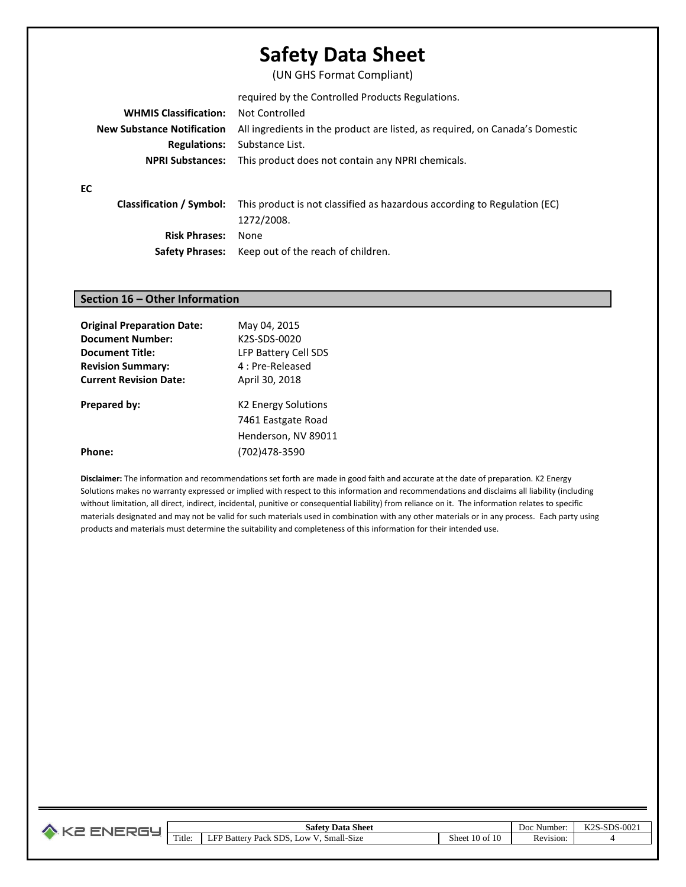required by the Controlled Products Regulations.

| | |
|---|---|
| **WHMIS Classification:** | Not Controlled |
| **New Substance Notification Regulations:** | All ingredients in the product are listed, as required, on Canada's Domestic Substance List. |
| **NPRI Substances:** | This product does not contain any NPRI chemicals. |

**EC**

| | |
|---|---|
| **Classification / Symbol:** | This product is not classified as hazardous according to Regulation (EC) 1272/2008. |
| **Risk Phrases:** | None |
| **Safety Phrases:** | Keep out of the reach of children. |

## Section 16 – Other Information

| | |
|---|---|
| **Original Preparation Date:** | May 04, 2015 |
| **Document Number:** | K2S-SDS-0020 |
| **Document Title:** | LFP Battery Cell SDS |
| **Revision Summary:** | 4 : Pre-Released |
| **Current Revision Date:** | April 30, 2018 |
| **Prepared by:** | K2 Energy Solutions<br>7461 Eastgate Road<br>Henderson, NV 89011 |
| **Phone:** | (702)478-3590 |

**Disclaimer:** The information and recommendations set forth are made in good faith and accurate at the date of preparation. K2 Energy Solutions makes no warranty expressed or implied with respect to this information and recommendations and disclaims all liability (including without limitation, all direct, indirect, incidental, punitive or consequential liability) from reliance on it. The information relates to specific materials designated and may not be valid for such materials used in combination with any other materials or in any process. Each party using products and materials must determine the suitability and completeness of this information for their intended use.